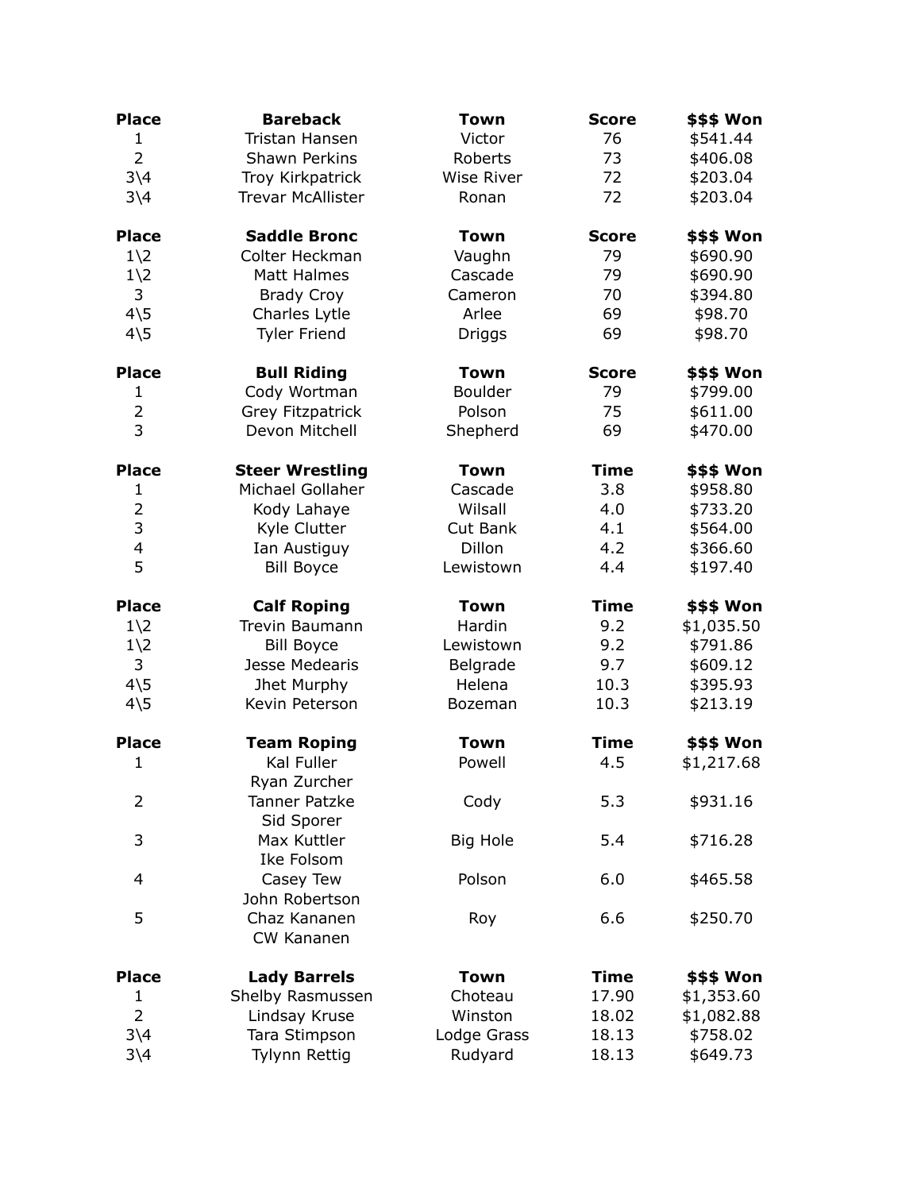| Place | Bareback | Town | Score | $$$ Won |
|---|---|---|---|---|
| 1 | Tristan Hansen | Victor | 76 | $541.44 |
| 2 | Shawn Perkins | Roberts | 73 | $406.08 |
| 3\4 | Troy Kirkpatrick | Wise River | 72 | $203.04 |
| 3\4 | Trevar McAllister | Ronan | 72 | $203.04 |

| Place | Saddle Bronc | Town | Score | $$$ Won |
|---|---|---|---|---|
| 1\2 | Colter Heckman | Vaughn | 79 | $690.90 |
| 1\2 | Matt Halmes | Cascade | 79 | $690.90 |
| 3 | Brady Croy | Cameron | 70 | $394.80 |
| 4\5 | Charles Lytle | Arlee | 69 | $98.70 |
| 4\5 | Tyler Friend | Driggs | 69 | $98.70 |

| Place | Bull Riding | Town | Score | $$$ Won |
|---|---|---|---|---|
| 1 | Cody Wortman | Boulder | 79 | $799.00 |
| 2 | Grey Fitzpatrick | Polson | 75 | $611.00 |
| 3 | Devon Mitchell | Shepherd | 69 | $470.00 |

| Place | Steer Wrestling | Town | Time | $$$ Won |
|---|---|---|---|---|
| 1 | Michael Gollaher | Cascade | 3.8 | $958.80 |
| 2 | Kody Lahaye | Wilsall | 4.0 | $733.20 |
| 3 | Kyle Clutter | Cut Bank | 4.1 | $564.00 |
| 4 | Ian Austiguy | Dillon | 4.2 | $366.60 |
| 5 | Bill Boyce | Lewistown | 4.4 | $197.40 |

| Place | Calf Roping | Town | Time | $$$ Won |
|---|---|---|---|---|
| 1\2 | Trevin Baumann | Hardin | 9.2 | $1,035.50 |
| 1\2 | Bill Boyce | Lewistown | 9.2 | $791.86 |
| 3 | Jesse Medearis | Belgrade | 9.7 | $609.12 |
| 4\5 | Jhet Murphy | Helena | 10.3 | $395.93 |
| 4\5 | Kevin Peterson | Bozeman | 10.3 | $213.19 |

| Place | Team Roping | Town | Time | $$$ Won |
|---|---|---|---|---|
| 1 | Kal Fuller<br>Ryan Zurcher | Powell | 4.5 | $1,217.68 |
| 2 | Tanner Patzke<br>Sid Sporer | Cody | 5.3 | $931.16 |
| 3 | Max Kuttler<br>Ike Folsom | Big Hole | 5.4 | $716.28 |
| 4 | Casey Tew<br>John Robertson | Polson | 6.0 | $465.58 |
| 5 | Chaz Kananen<br>CW Kananen | Roy | 6.6 | $250.70 |

| Place | Lady Barrels | Town | Time | $$$ Won |
|---|---|---|---|---|
| 1 | Shelby Rasmussen | Choteau | 17.90 | $1,353.60 |
| 2 | Lindsay Kruse | Winston | 18.02 | $1,082.88 |
| 3\4 | Tara Stimpson | Lodge Grass | 18.13 | $758.02 |
| 3\4 | Tylynn Rettig | Rudyard | 18.13 | $649.73 |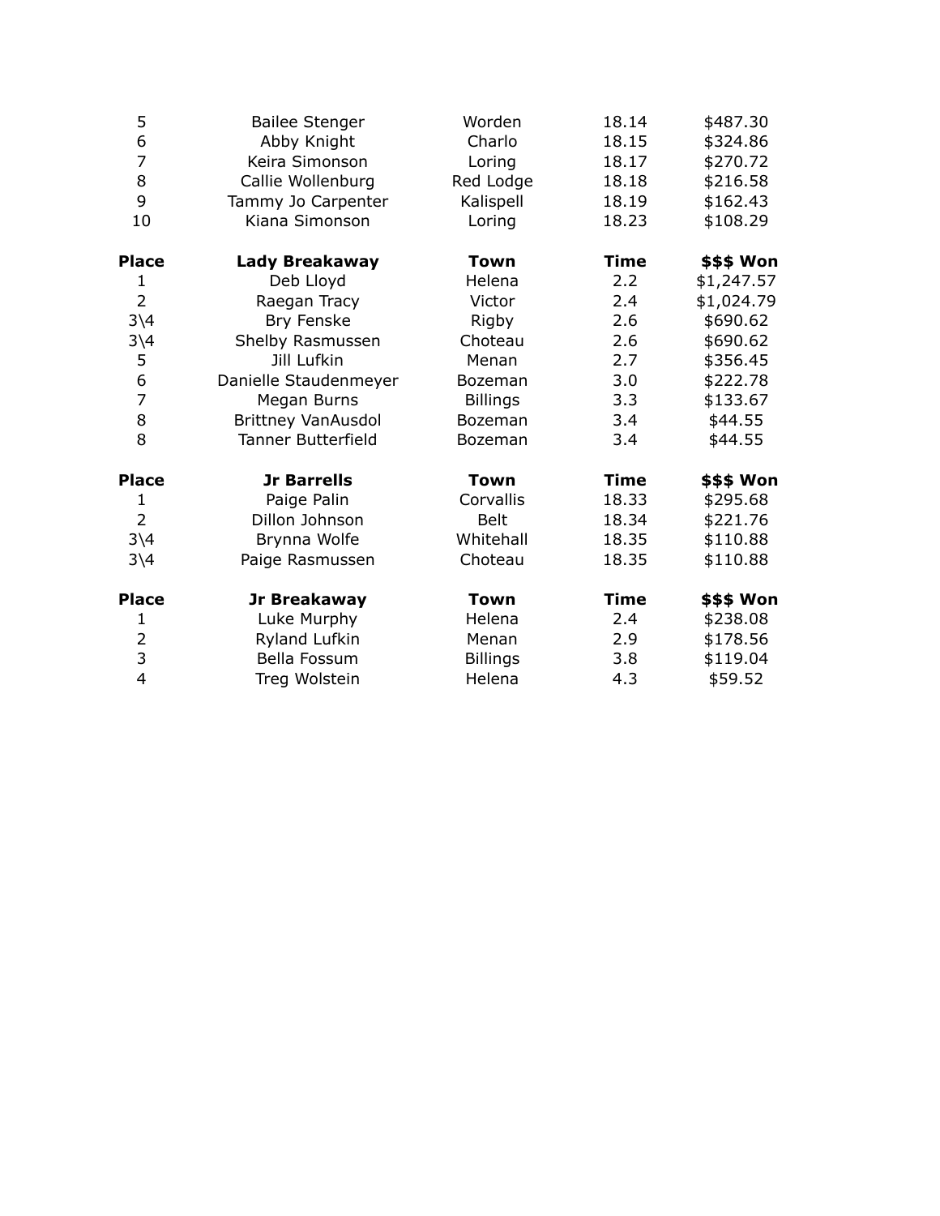| | | | | |
|---|---|---|---|---|
| 5 | Bailee Stenger | Worden | 18.14 | $487.30 |
| 6 | Abby Knight | Charlo | 18.15 | $324.86 |
| 7 | Keira Simonson | Loring | 18.17 | $270.72 |
| 8 | Callie Wollenburg | Red Lodge | 18.18 | $216.58 |
| 9 | Tammy Jo Carpenter | Kalispell | 18.19 | $162.43 |
| 10 | Kiana Simonson | Loring | 18.23 | $108.29 |

| **Place** | **Lady Breakaway** | **Town** | **Time** | **$$$ Won** |
|---|---|---|---|---|
| 1 | Deb Lloyd | Helena | 2.2 | $1,247.57 |
| 2 | Raegan Tracy | Victor | 2.4 | $1,024.79 |
| 3\4 | Bry Fenske | Rigby | 2.6 | $690.62 |
| 3\4 | Shelby Rasmussen | Choteau | 2.6 | $690.62 |
| 5 | Jill Lufkin | Menan | 2.7 | $356.45 |
| 6 | Danielle Staudenmeyer | Bozeman | 3.0 | $222.78 |
| 7 | Megan Burns | Billings | 3.3 | $133.67 |
| 8 | Brittney VanAusdol | Bozeman | 3.4 | $44.55 |
| 8 | Tanner Butterfield | Bozeman | 3.4 | $44.55 |

| **Place** | **Jr Barrells** | **Town** | **Time** | **$$$ Won** |
|---|---|---|---|---|
| 1 | Paige Palin | Corvallis | 18.33 | $295.68 |
| 2 | Dillon Johnson | Belt | 18.34 | $221.76 |
| 3\4 | Brynna Wolfe | Whitehall | 18.35 | $110.88 |
| 3\4 | Paige Rasmussen | Choteau | 18.35 | $110.88 |

| **Place** | **Jr Breakaway** | **Town** | **Time** | **$$$ Won** |
|---|---|---|---|---|
| 1 | Luke Murphy | Helena | 2.4 | $238.08 |
| 2 | Ryland Lufkin | Menan | 2.9 | $178.56 |
| 3 | Bella Fossum | Billings | 3.8 | $119.04 |
| 4 | Treg Wolstein | Helena | 4.3 | $59.52 |